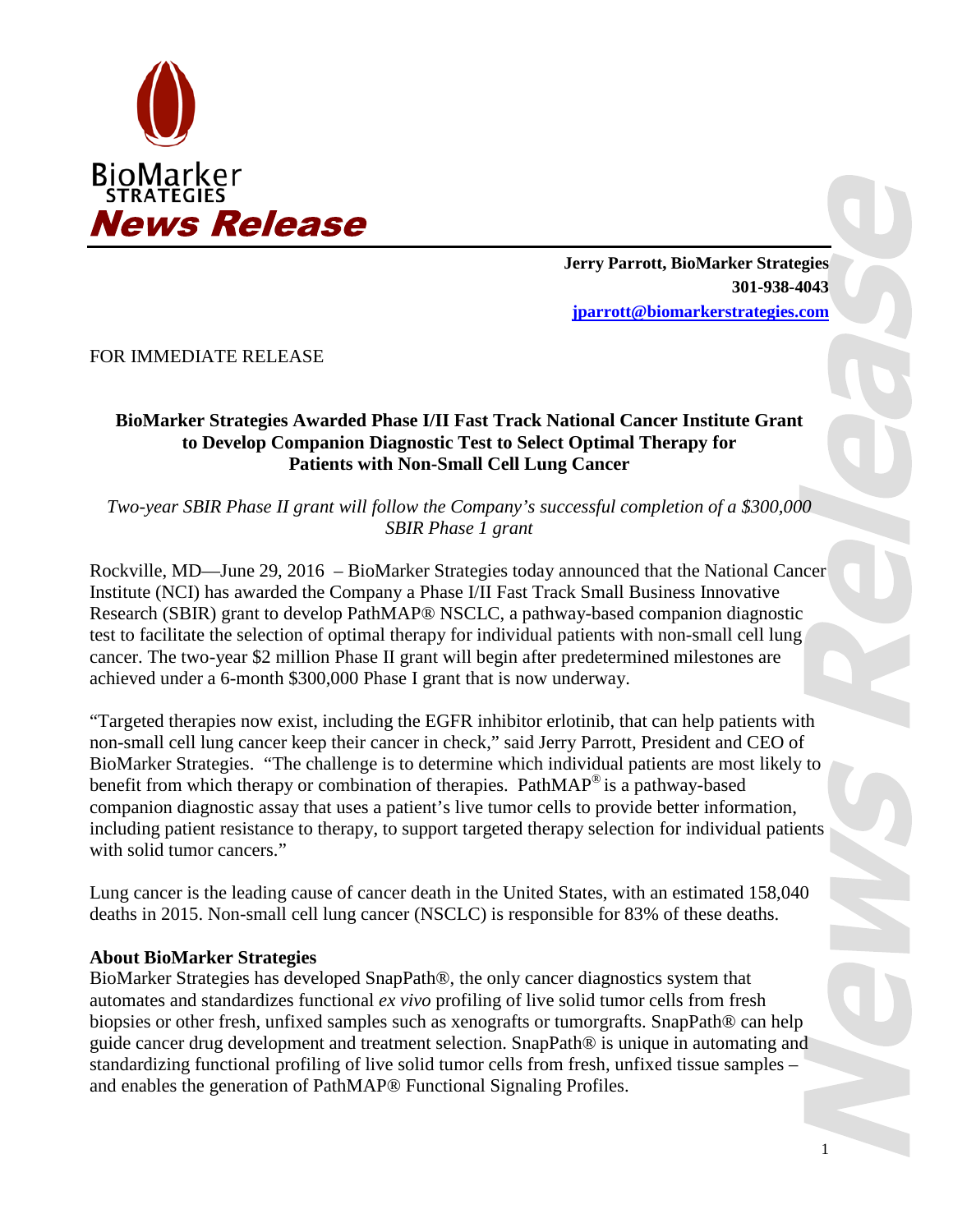BioMarker STRATEGIES

**News Release**

**Jerry Parrott, BioMarker Strategies**
**301-938-4043**
**jparrott@biomarkerstrategies.com**

FOR IMMEDIATE RELEASE

## BioMarker Strategies Awarded Phase I/II Fast Track National Cancer Institute Grant to Develop Companion Diagnostic Test to Select Optimal Therapy for Patients with Non-Small Cell Lung Cancer

*Two-year SBIR Phase II grant will follow the Company's successful completion of a $300,000 SBIR Phase 1 grant*

Rockville, MD—June 29, 2016 – BioMarker Strategies today announced that the National Cancer Institute (NCI) has awarded the Company a Phase I/II Fast Track Small Business Innovative Research (SBIR) grant to develop PathMAP® NSCLC, a pathway-based companion diagnostic test to facilitate the selection of optimal therapy for individual patients with non-small cell lung cancer. The two-year $2 million Phase II grant will begin after predetermined milestones are achieved under a 6-month $300,000 Phase I grant that is now underway.

"Targeted therapies now exist, including the EGFR inhibitor erlotinib, that can help patients with non-small cell lung cancer keep their cancer in check," said Jerry Parrott, President and CEO of BioMarker Strategies. "The challenge is to determine which individual patients are most likely to benefit from which therapy or combination of therapies. PathMAP® is a pathway-based companion diagnostic assay that uses a patient's live tumor cells to provide better information, including patient resistance to therapy, to support targeted therapy selection for individual patients with solid tumor cancers."

Lung cancer is the leading cause of cancer death in the United States, with an estimated 158,040 deaths in 2015. Non-small cell lung cancer (NSCLC) is responsible for 83% of these deaths.

**About BioMarker Strategies**

BioMarker Strategies has developed SnapPath®, the only cancer diagnostics system that automates and standardizes functional *ex vivo* profiling of live solid tumor cells from fresh biopsies or other fresh, unfixed samples such as xenografts or tumorgrafts. SnapPath® can help guide cancer drug development and treatment selection. SnapPath® is unique in automating and standardizing functional profiling of live solid tumor cells from fresh, unfixed tissue samples – and enables the generation of PathMAP® Functional Signaling Profiles.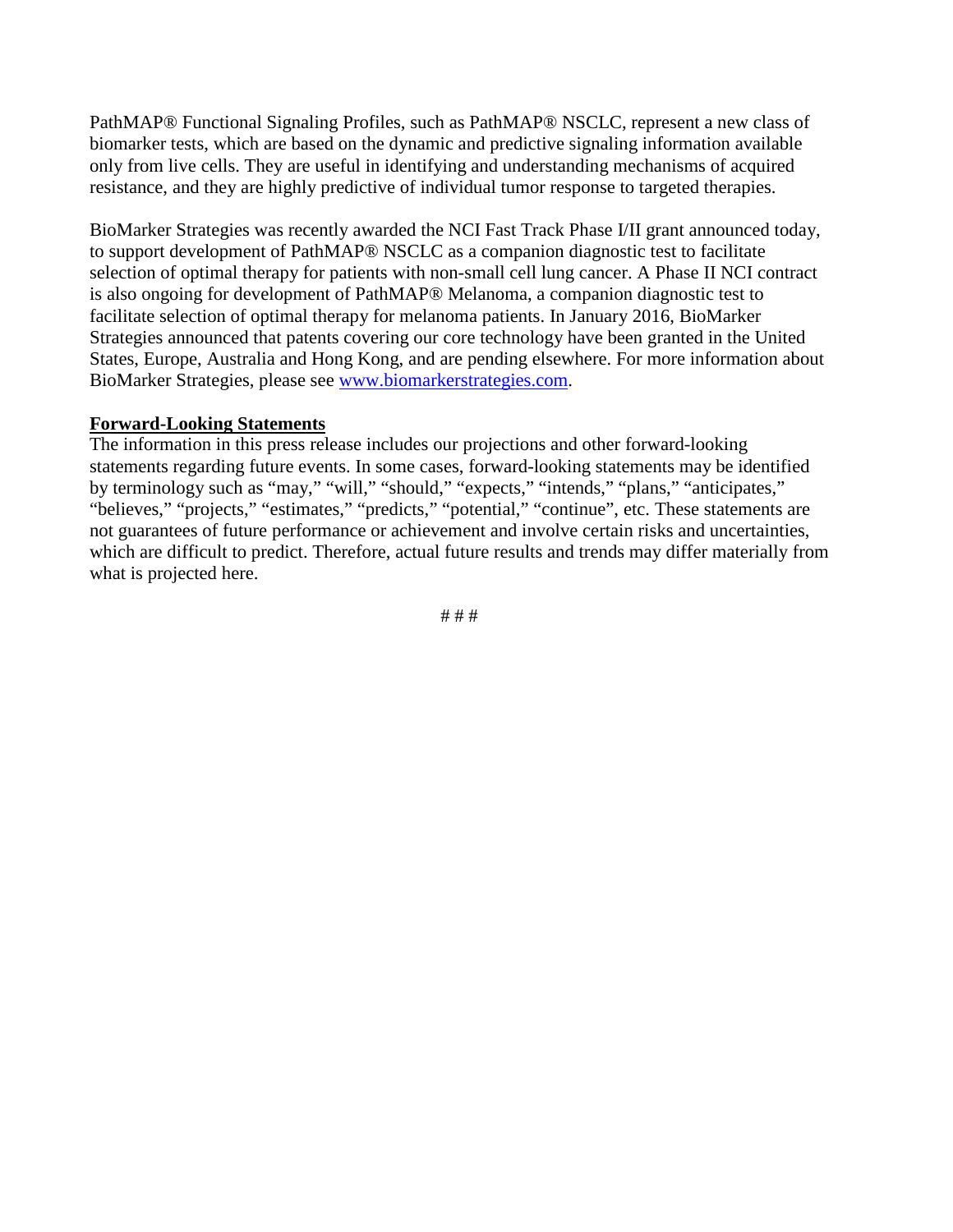PathMAP® Functional Signaling Profiles, such as PathMAP® NSCLC, represent a new class of biomarker tests, which are based on the dynamic and predictive signaling information available only from live cells. They are useful in identifying and understanding mechanisms of acquired resistance, and they are highly predictive of individual tumor response to targeted therapies.

BioMarker Strategies was recently awarded the NCI Fast Track Phase I/II grant announced today, to support development of PathMAP® NSCLC as a companion diagnostic test to facilitate selection of optimal therapy for patients with non-small cell lung cancer. A Phase II NCI contract is also ongoing for development of PathMAP® Melanoma, a companion diagnostic test to facilitate selection of optimal therapy for melanoma patients. In January 2016, BioMarker Strategies announced that patents covering our core technology have been granted in the United States, Europe, Australia and Hong Kong, and are pending elsewhere. For more information about BioMarker Strategies, please see [www.biomarkerstrategies.com](http://www.biomarkerstrategies.com).

**Forward-Looking Statements**

The information in this press release includes our projections and other forward-looking statements regarding future events. In some cases, forward-looking statements may be identified by terminology such as "may," "will," "should," "expects," "intends," "plans," "anticipates," "believes," "projects," "estimates," "predicts," "potential," "continue", etc. These statements are not guarantees of future performance or achievement and involve certain risks and uncertainties, which are difficult to predict. Therefore, actual future results and trends may differ materially from what is projected here.

# # #